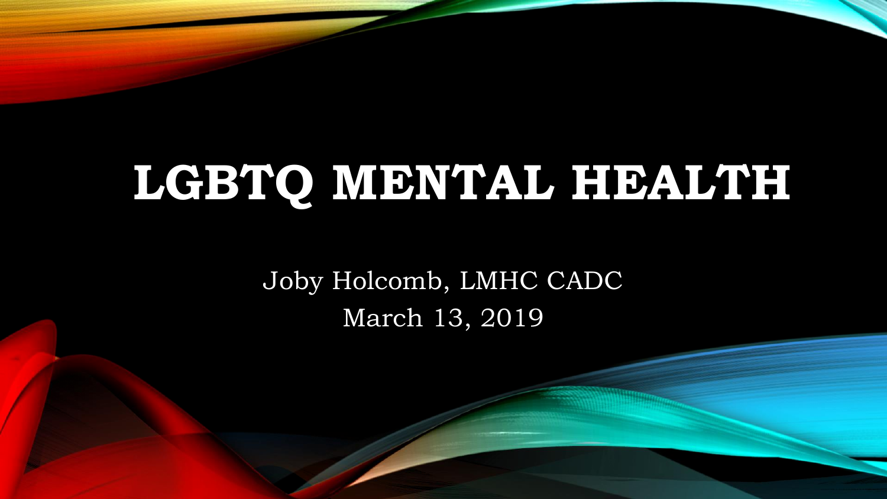# LGBTQ MENTAL HEALTH

Joby Holcomb, LMHC CADC

March 13, 2019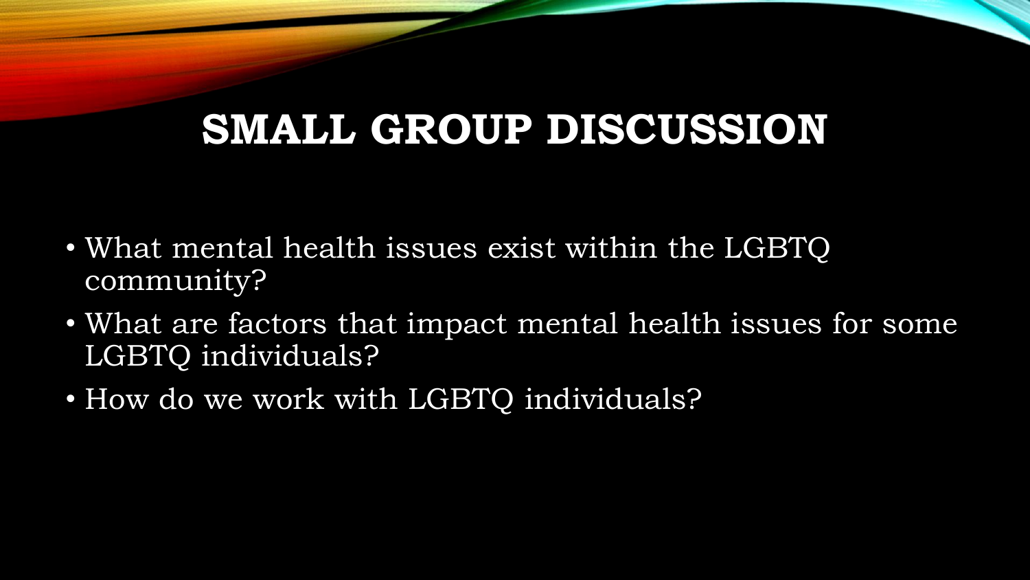# SMALL GROUP DISCUSSION

- What mental health issues exist within the LGBTQ community?
- What are factors that impact mental health issues for some LGBTQ individuals?
- How do we work with LGBTQ individuals?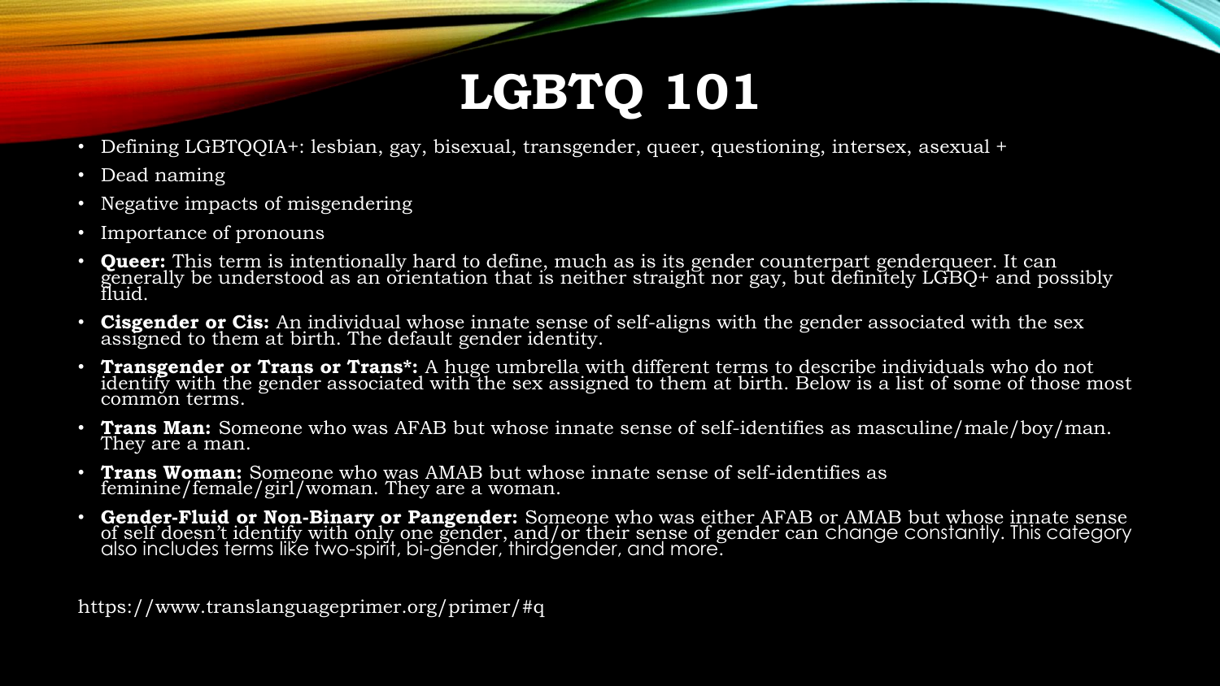# LGBTQ 101

- Defining LGBTQQIA+: lesbian, gay, bisexual, transgender, queer, questioning, intersex, asexual +
- Dead naming
- Negative impacts of misgendering
- Importance of pronouns
- **Queer:** This term is intentionally hard to define, much as is its gender counterpart genderqueer. It can generally be understood as an orientation that is neither straight nor gay, but definitely LGBQ+ and possibly fluid.
- **Cisgender or Cis:** An individual whose innate sense of self-aligns with the gender associated with the sex assigned to them at birth. The default gender identity.
- **Transgender or Trans or Trans*:** A huge umbrella with different terms to describe individuals who do not identify with the gender associated with the sex assigned to them at birth. Below is a list of some of those most common terms.
- **Trans Man:** Someone who was AFAB but whose innate sense of self-identifies as masculine/male/boy/man. They are a man.
- **Trans Woman:** Someone who was AMAB but whose innate sense of self-identifies as feminine/female/girl/woman. They are a woman.
- **Gender-Fluid or Non-Binary or Pangender:** Someone who was either AFAB or AMAB but whose innate sense of self doesn't identify with only one gender, and/or their sense of gender can change constantly. This category also includes terms like two-spirit, bi-gender, thirdgender, and more.

https://www.translanguageprimer.org/primer/#q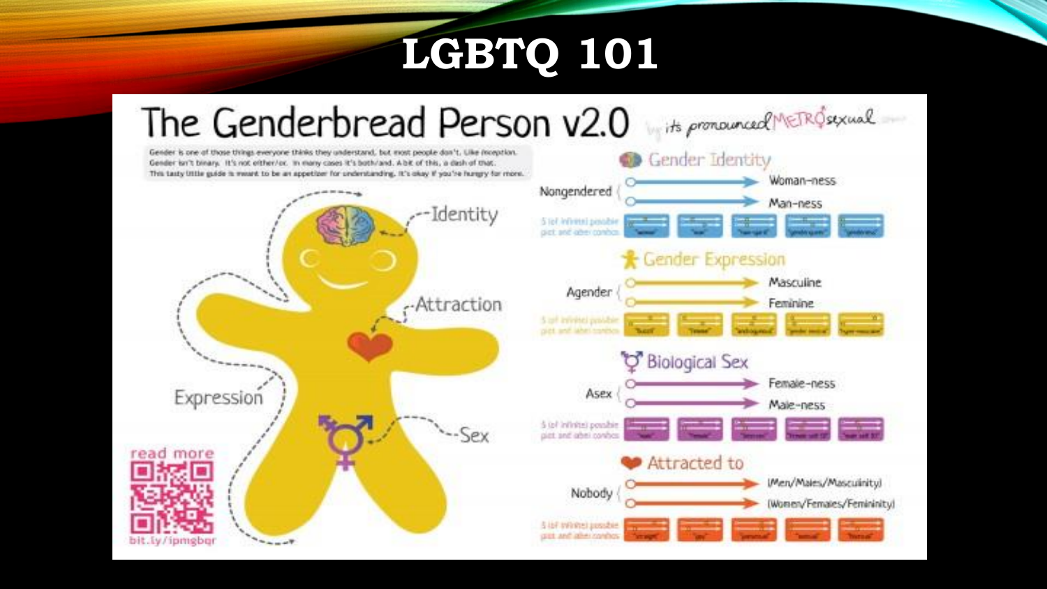# LGBTQ 101

## The Genderbread Person v2.0

*by its pronounced METROsexual*

Gender is one of those things everyone thinks they understand, but most people don't. Like *Inception*. Gender isn't binary. It's not either/or. In many cases it's both/and. A bit of this, a dash of that. This tasty little guide is meant to be an appetizer for understanding. It's okay if you're hungry for more.

- Identity
- Attraction
- Expression
- Sex

read more

bit.ly/ipmgbqr

### Gender Identity

Nongendered
- Woman-ness
- Man-ness

5 (of infinite) possible plot and label combos

### Gender Expression

Agender
- Masculine
- Feminine

5 (of infinite) possible plot and label combos

### Biological Sex

Asex
- Female-ness
- Male-ness

5 (of infinite) possible plot and label combos

### Attracted to

Nobody
- (Men/Males/Masculinity)
- (Women/Females/Femininity)

5 (of infinite) possible plot and label combos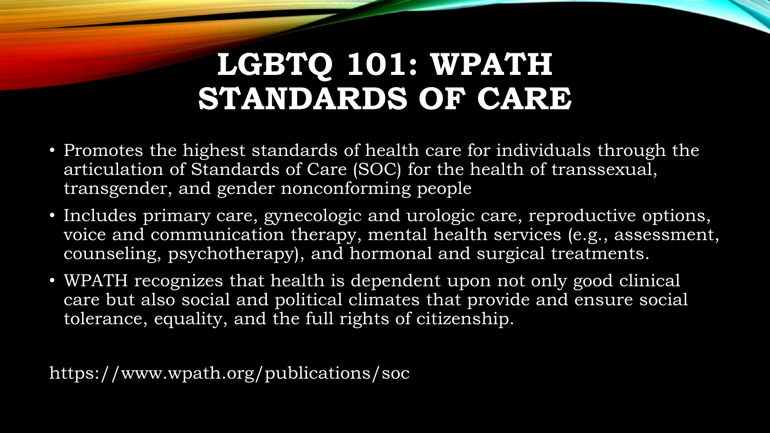# LGBTQ 101: WPATH STANDARDS OF CARE

- Promotes the highest standards of health care for individuals through the articulation of Standards of Care (SOC) for the health of transsexual, transgender, and gender nonconforming people
- Includes primary care, gynecologic and urologic care, reproductive options, voice and communication therapy, mental health services (e.g., assessment, counseling, psychotherapy), and hormonal and surgical treatments.
- WPATH recognizes that health is dependent upon not only good clinical care but also social and political climates that provide and ensure social tolerance, equality, and the full rights of citizenship.

https://www.wpath.org/publications/soc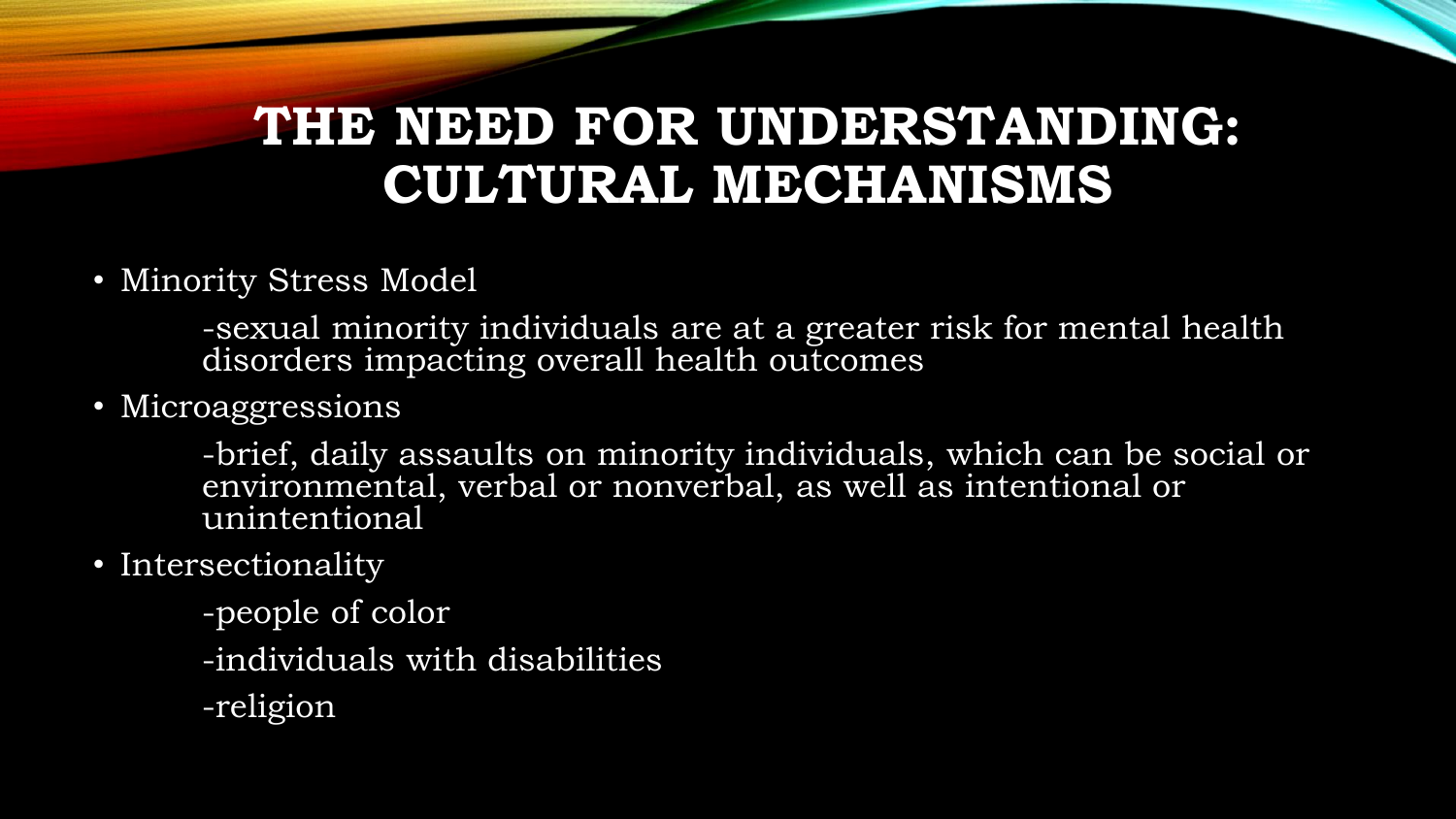# THE NEED FOR UNDERSTANDING: CULTURAL MECHANISMS

- Minority Stress Model

  -sexual minority individuals are at a greater risk for mental health disorders impacting overall health outcomes

- Microaggressions

  -brief, daily assaults on minority individuals, which can be social or environmental, verbal or nonverbal, as well as intentional or unintentional

- Intersectionality

  -people of color

  -individuals with disabilities

  -religion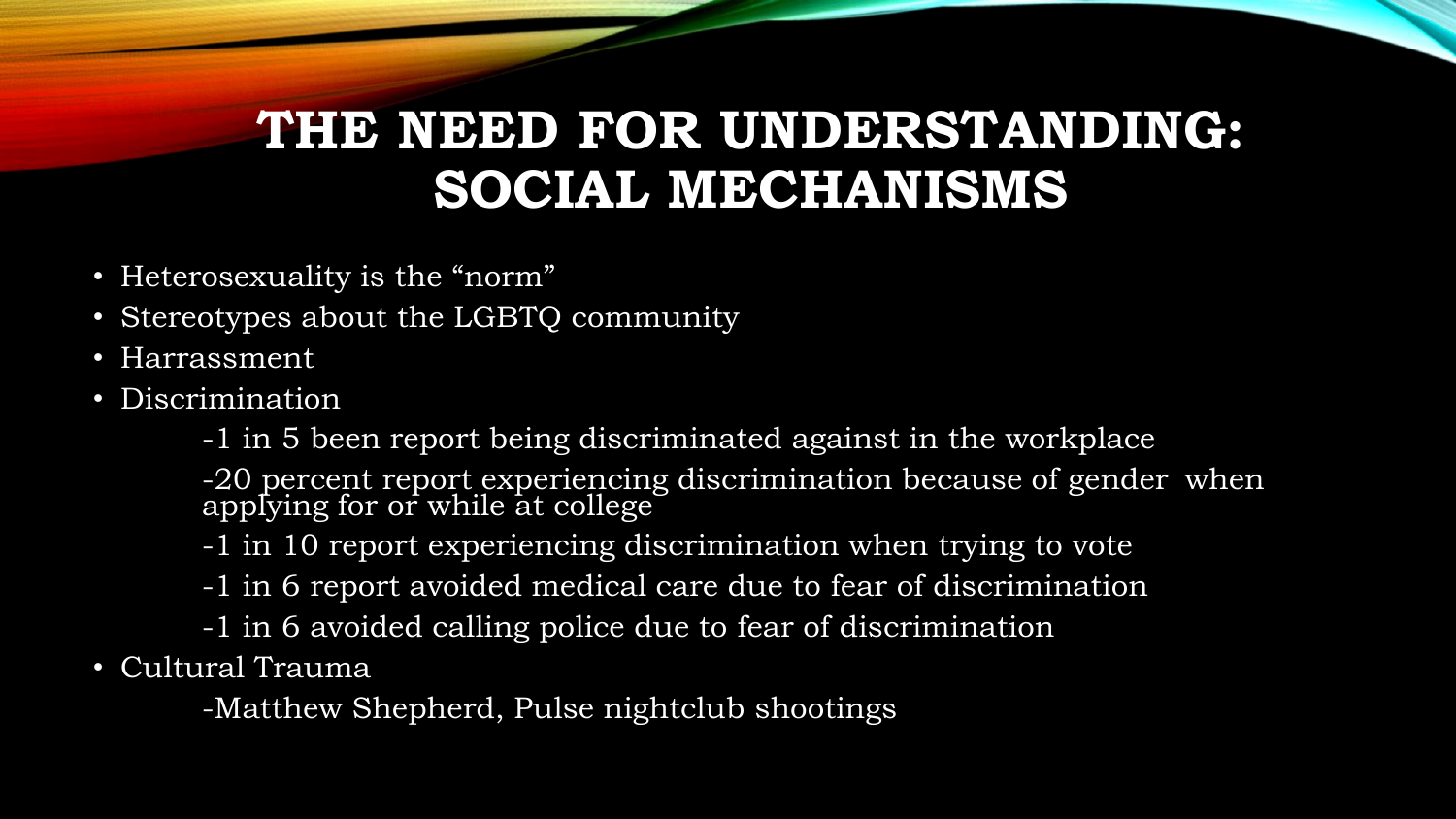# THE NEED FOR UNDERSTANDING: SOCIAL MECHANISMS

- Heterosexuality is the "norm"
- Stereotypes about the LGBTQ community
- Harrassment
- Discrimination
  - -1 in 5 been report being discriminated against in the workplace
  - -20 percent report experiencing discrimination because of gender when applying for or while at college
  - -1 in 10 report experiencing discrimination when trying to vote
  - -1 in 6 report avoided medical care due to fear of discrimination
  - -1 in 6 avoided calling police due to fear of discrimination
- Cultural Trauma
  - -Matthew Shepherd, Pulse nightclub shootings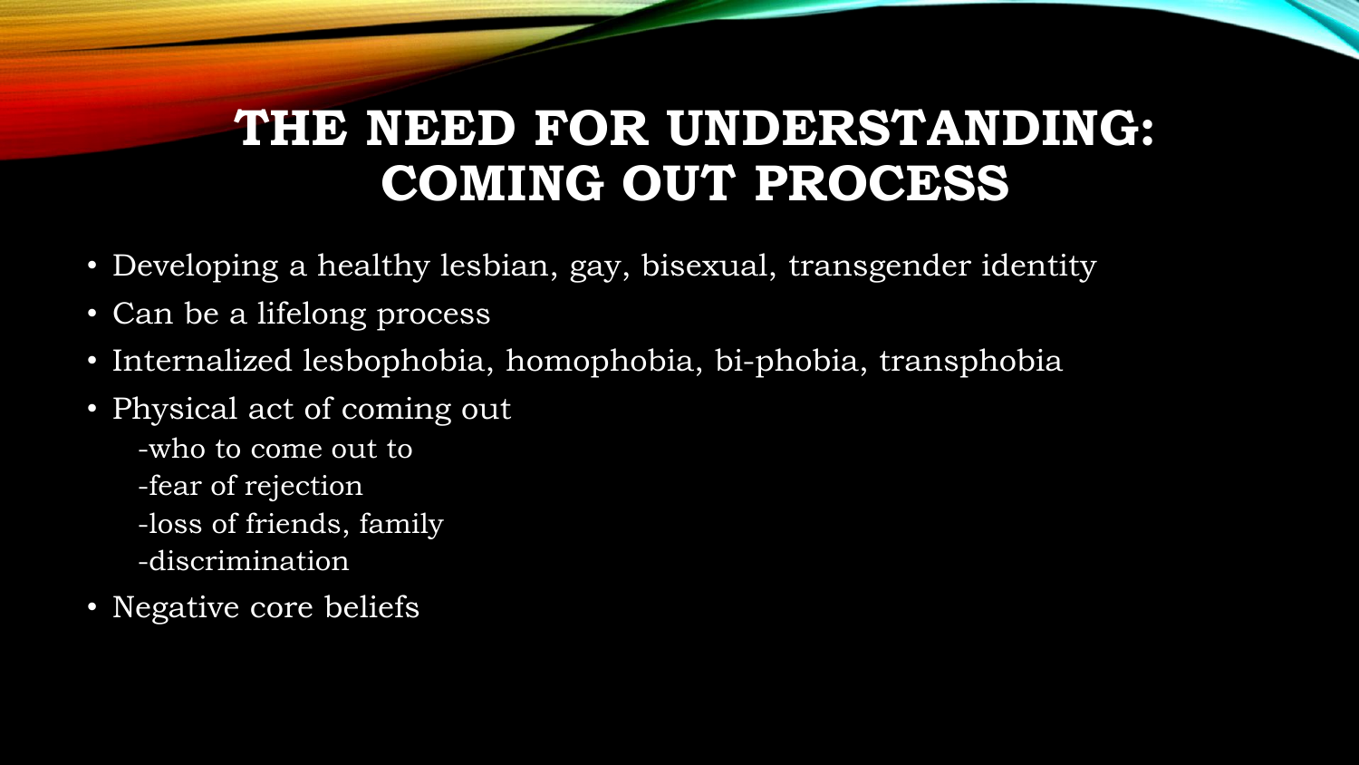# THE NEED FOR UNDERSTANDING: COMING OUT PROCESS

- Developing a healthy lesbian, gay, bisexual, transgender identity
- Can be a lifelong process
- Internalized lesbophobia, homophobia, bi-phobia, transphobia
- Physical act of coming out
  - -who to come out to
  - -fear of rejection
  - -loss of friends, family
  - -discrimination
- Negative core beliefs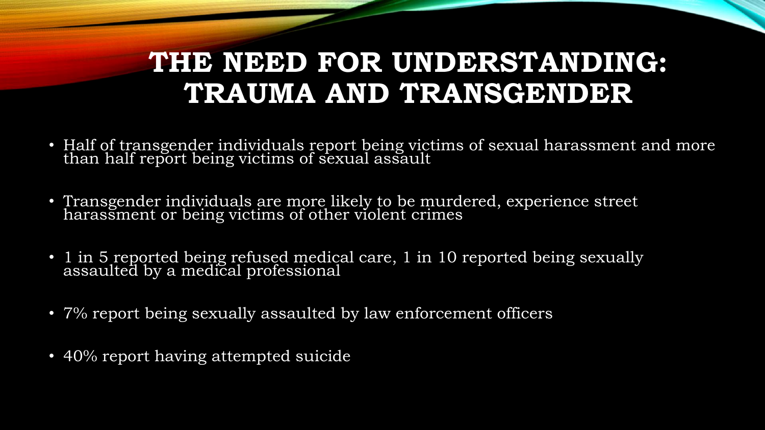# THE NEED FOR UNDERSTANDING: TRAUMA AND TRANSGENDER

- Half of transgender individuals report being victims of sexual harassment and more than half report being victims of sexual assault
- Transgender individuals are more likely to be murdered, experience street harassment or being victims of other violent crimes
- 1 in 5 reported being refused medical care, 1 in 10 reported being sexually assaulted by a medical professional
- 7% report being sexually assaulted by law enforcement officers
- 40% report having attempted suicide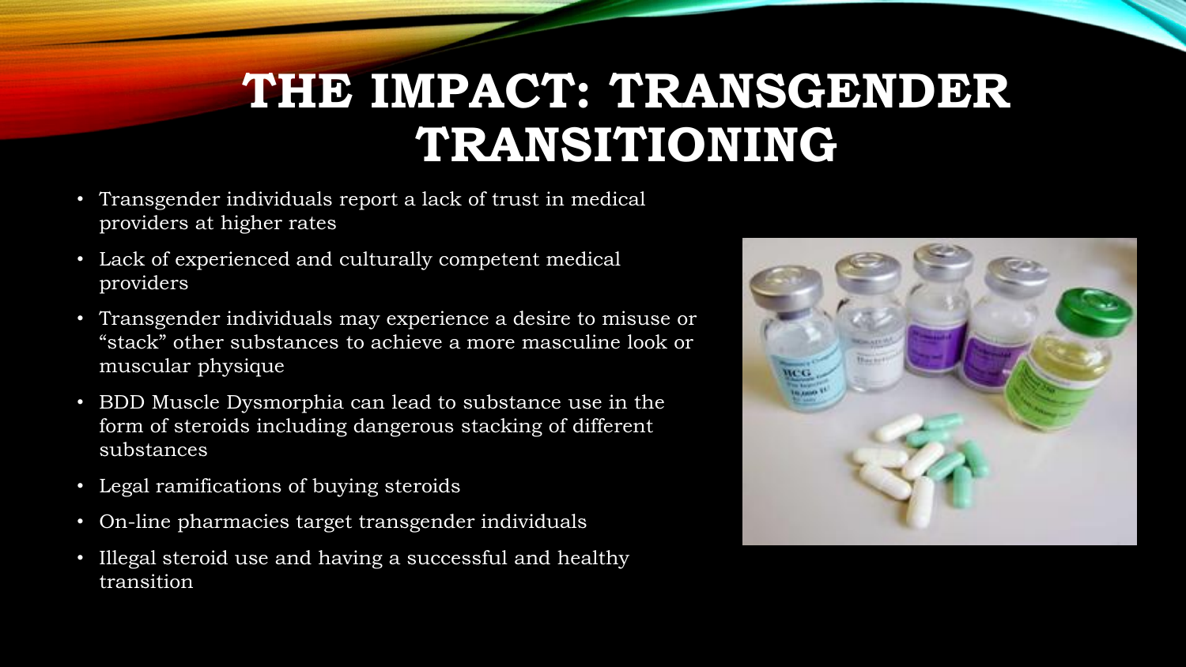# THE IMPACT: TRANSGENDER TRANSITIONING

- Transgender individuals report a lack of trust in medical providers at higher rates
- Lack of experienced and culturally competent medical providers
- Transgender individuals may experience a desire to misuse or "stack" other substances to achieve a more masculine look or muscular physique
- BDD Muscle Dysmorphia can lead to substance use in the form of steroids including dangerous stacking of different substances
- Legal ramifications of buying steroids
- On-line pharmacies target transgender individuals
- Illegal steroid use and having a successful and healthy transition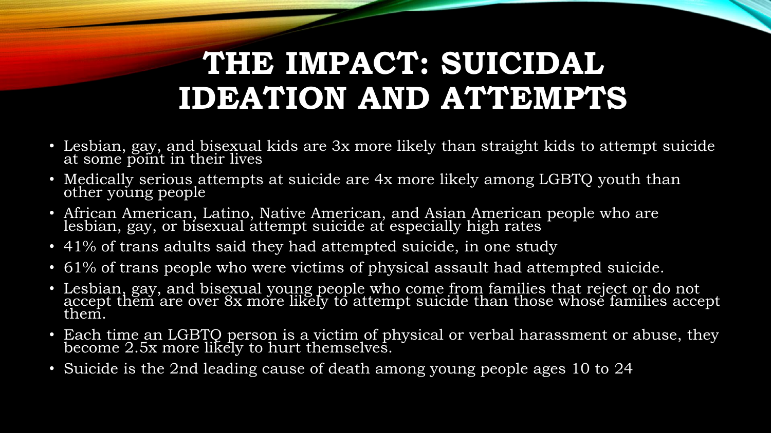# THE IMPACT: SUICIDAL IDEATION AND ATTEMPTS

- Lesbian, gay, and bisexual kids are 3x more likely than straight kids to attempt suicide at some point in their lives
- Medically serious attempts at suicide are 4x more likely among LGBTQ youth than other young people
- African American, Latino, Native American, and Asian American people who are lesbian, gay, or bisexual attempt suicide at especially high rates
- 41% of trans adults said they had attempted suicide, in one study
- 61% of trans people who were victims of physical assault had attempted suicide.
- Lesbian, gay, and bisexual young people who come from families that reject or do not accept them are over 8x more likely to attempt suicide than those whose families accept them.
- Each time an LGBTQ person is a victim of physical or verbal harassment or abuse, they become 2.5x more likely to hurt themselves.
- Suicide is the 2nd leading cause of death among young people ages 10 to 24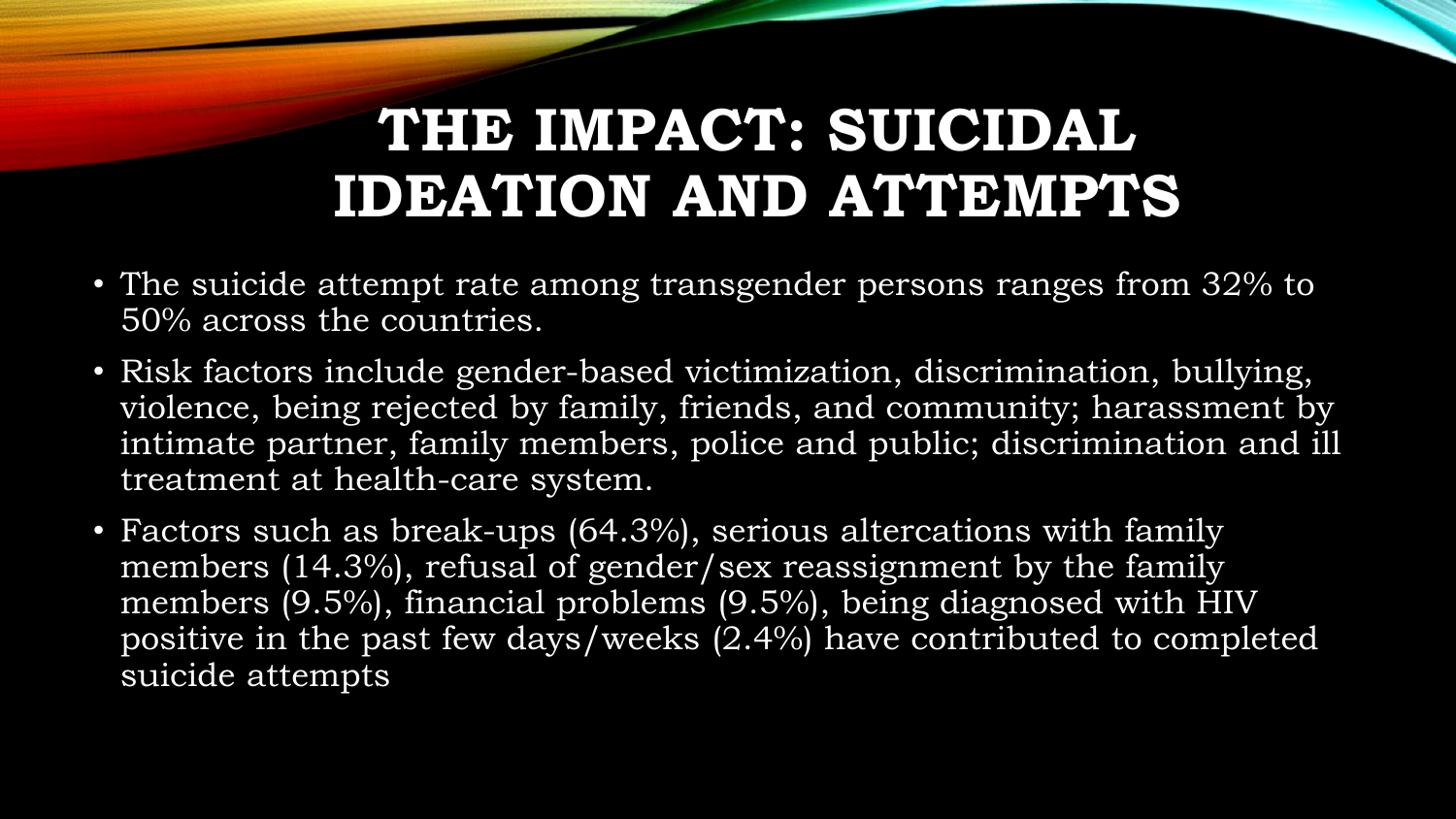# THE IMPACT: SUICIDAL IDEATION AND ATTEMPTS

- The suicide attempt rate among transgender persons ranges from 32% to 50% across the countries.
- Risk factors include gender-based victimization, discrimination, bullying, violence, being rejected by family, friends, and community; harassment by intimate partner, family members, police and public; discrimination and ill treatment at health-care system.
- Factors such as break-ups (64.3%), serious altercations with family members (14.3%), refusal of gender/sex reassignment by the family members (9.5%), financial problems (9.5%), being diagnosed with HIV positive in the past few days/weeks (2.4%) have contributed to completed suicide attempts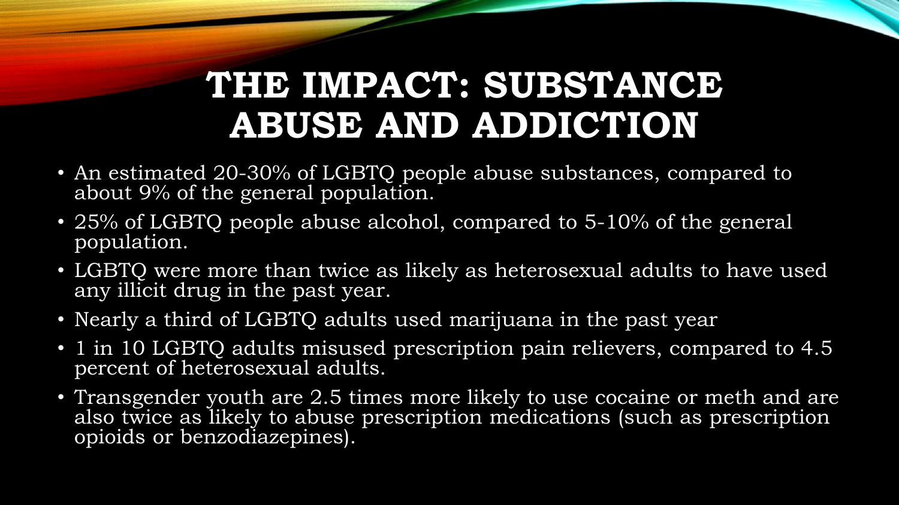# THE IMPACT: SUBSTANCE ABUSE AND ADDICTION

- An estimated 20-30% of LGBTQ people abuse substances, compared to about 9% of the general population.
- 25% of LGBTQ people abuse alcohol, compared to 5-10% of the general population.
- LGBTQ were more than twice as likely as heterosexual adults to have used any illicit drug in the past year.
- Nearly a third of LGBTQ adults used marijuana in the past year
- 1 in 10 LGBTQ adults misused prescription pain relievers, compared to 4.5 percent of heterosexual adults.
- Transgender youth are 2.5 times more likely to use cocaine or meth and are also twice as likely to abuse prescription medications (such as prescription opioids or benzodiazepines).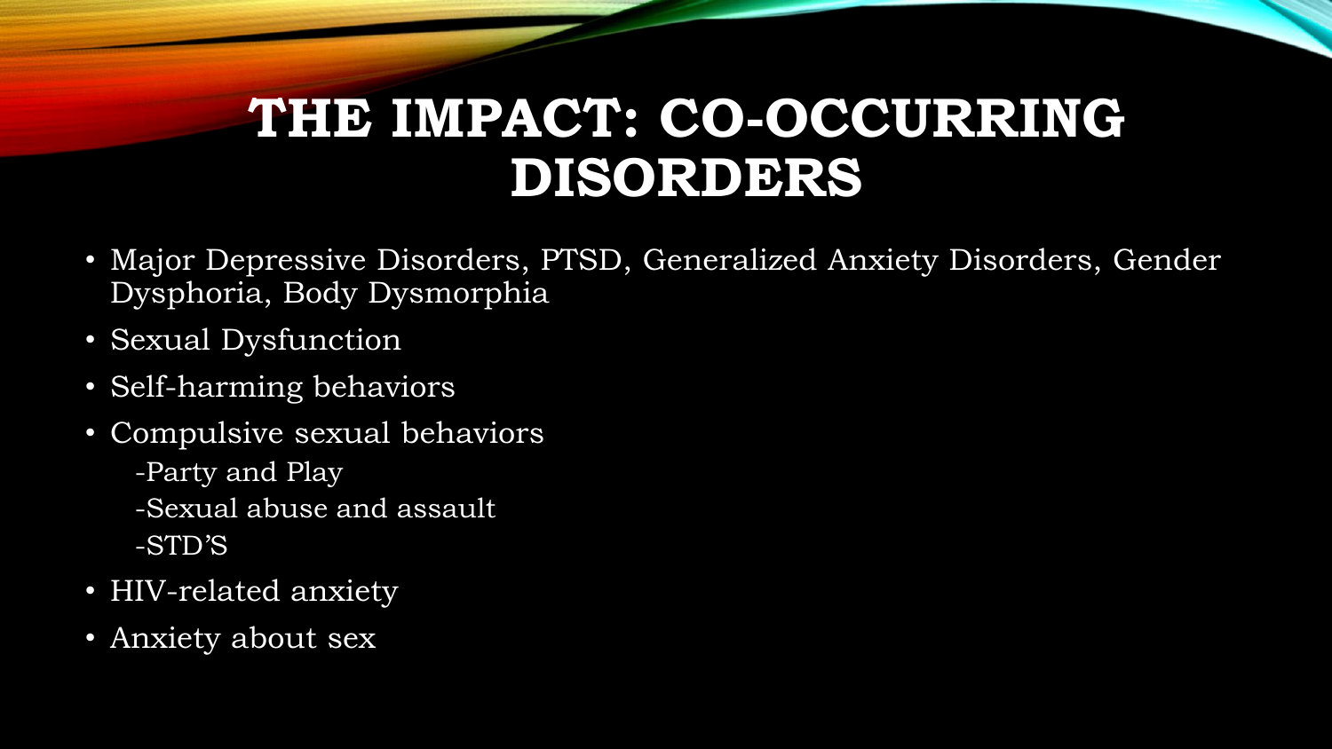# THE IMPACT: CO-OCCURRING DISORDERS

- Major Depressive Disorders, PTSD, Generalized Anxiety Disorders, Gender Dysphoria, Body Dysmorphia
- Sexual Dysfunction
- Self-harming behaviors
- Compulsive sexual behaviors
  - -Party and Play
  - -Sexual abuse and assault
  - -STD'S
- HIV-related anxiety
- Anxiety about sex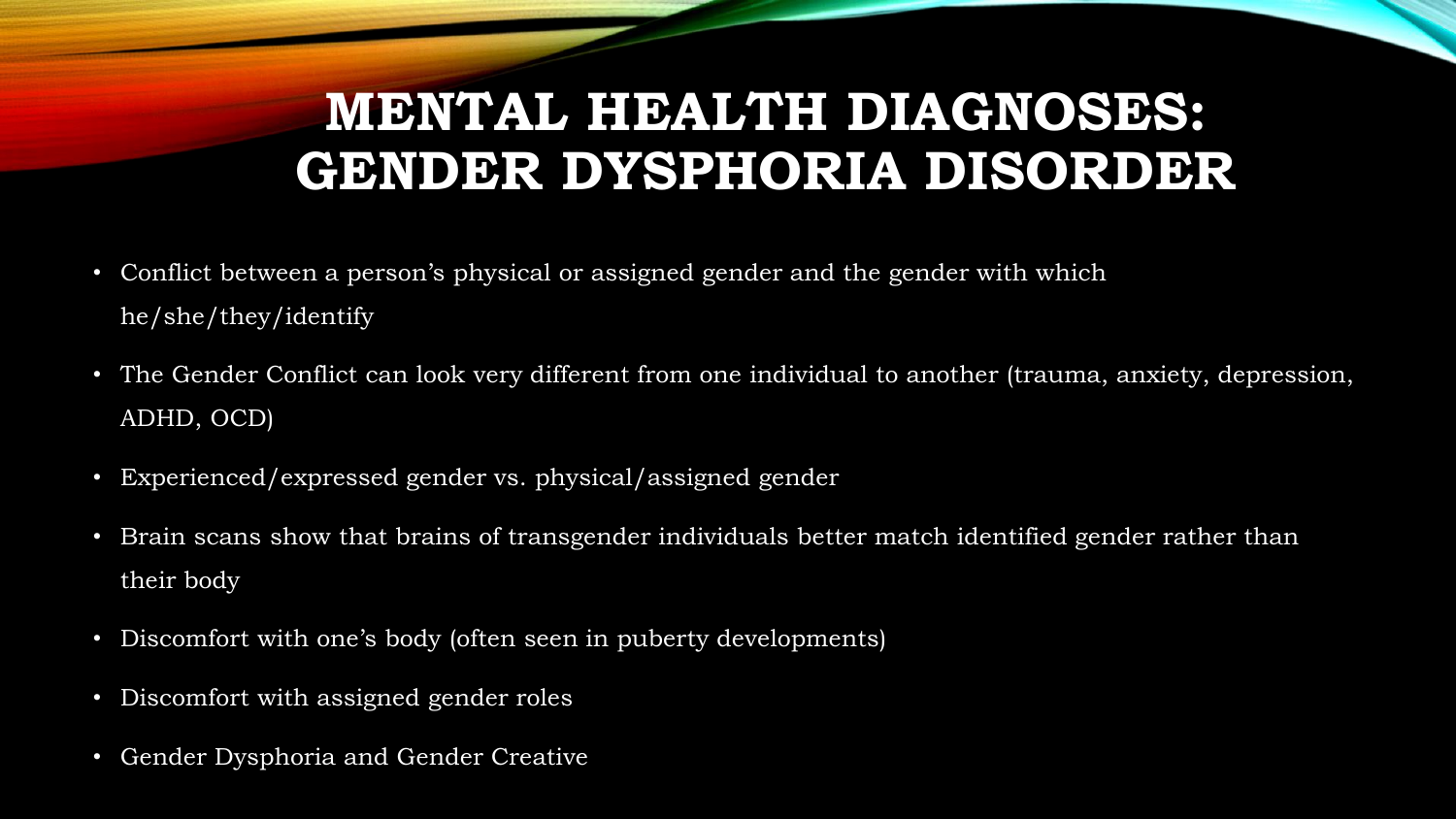# MENTAL HEALTH DIAGNOSES: GENDER DYSPHORIA DISORDER

- Conflict between a person's physical or assigned gender and the gender with which he/she/they/identify
- The Gender Conflict can look very different from one individual to another (trauma, anxiety, depression, ADHD, OCD)
- Experienced/expressed gender vs. physical/assigned gender
- Brain scans show that brains of transgender individuals better match identified gender rather than their body
- Discomfort with one's body (often seen in puberty developments)
- Discomfort with assigned gender roles
- Gender Dysphoria and Gender Creative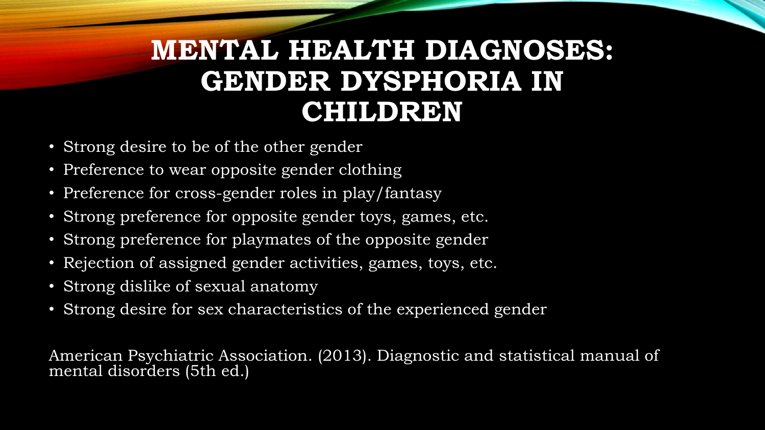# MENTAL HEALTH DIAGNOSES: GENDER DYSPHORIA IN CHILDREN

- Strong desire to be of the other gender
- Preference to wear opposite gender clothing
- Preference for cross-gender roles in play/fantasy
- Strong preference for opposite gender toys, games, etc.
- Strong preference for playmates of the opposite gender
- Rejection of assigned gender activities, games, toys, etc.
- Strong dislike of sexual anatomy
- Strong desire for sex characteristics of the experienced gender

American Psychiatric Association. (2013). Diagnostic and statistical manual of mental disorders (5th ed.)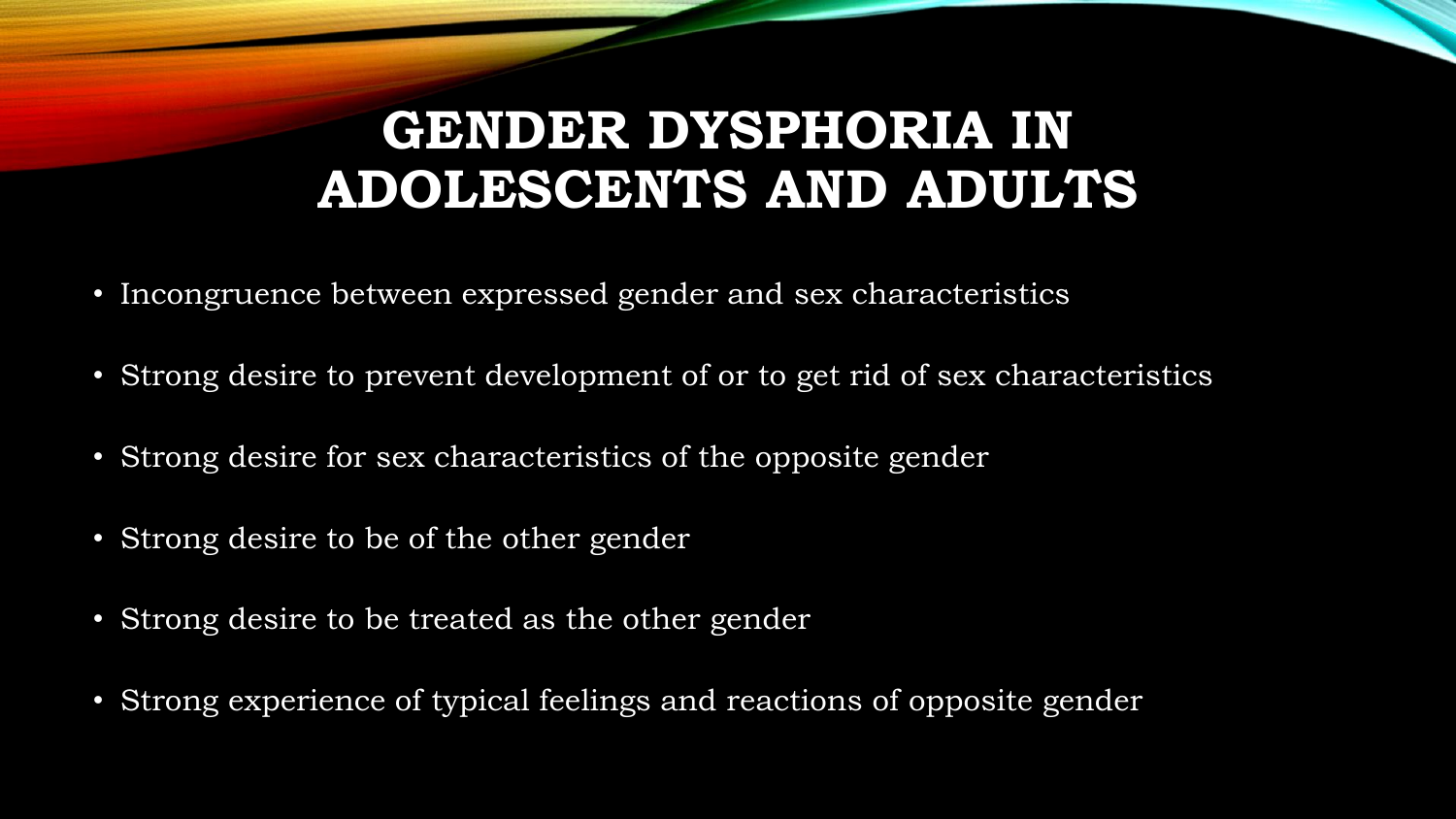# GENDER DYSPHORIA IN ADOLESCENTS AND ADULTS

- Incongruence between expressed gender and sex characteristics
- Strong desire to prevent development of or to get rid of sex characteristics
- Strong desire for sex characteristics of the opposite gender
- Strong desire to be of the other gender
- Strong desire to be treated as the other gender
- Strong experience of typical feelings and reactions of opposite gender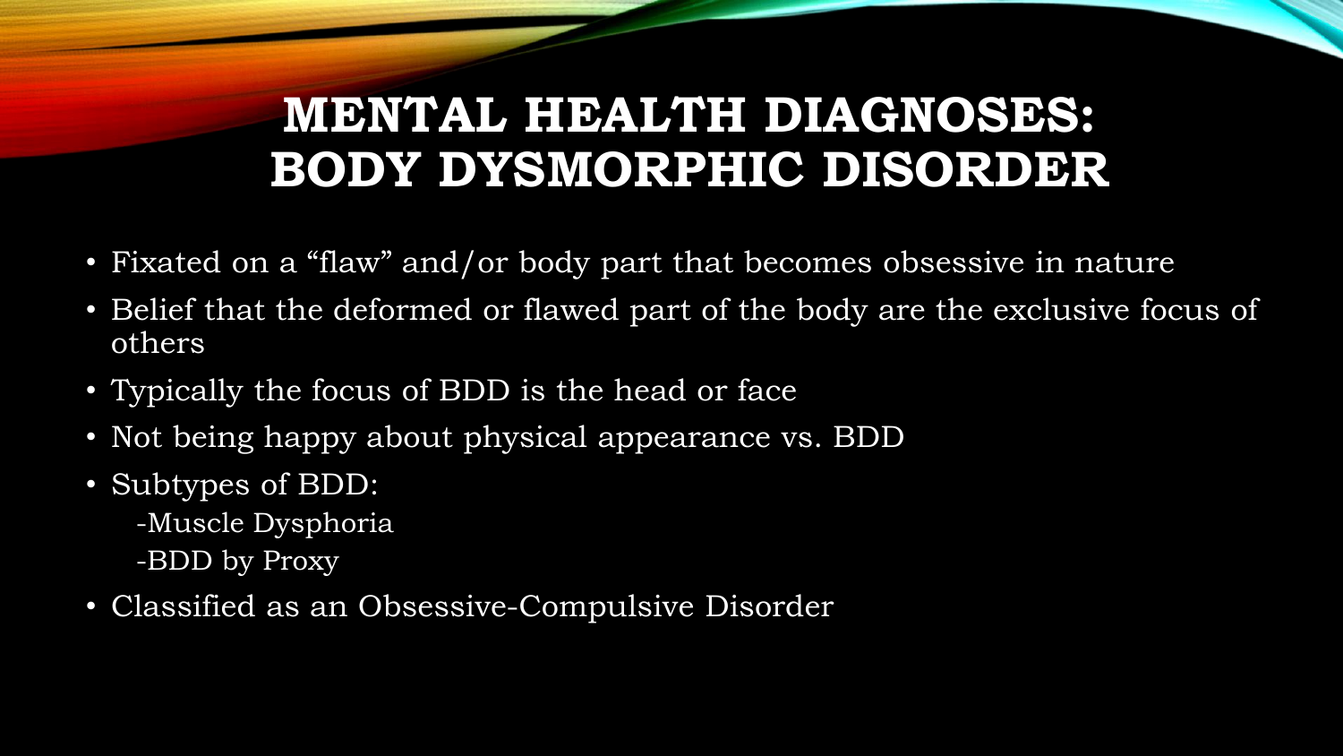# MENTAL HEALTH DIAGNOSES: BODY DYSMORPHIC DISORDER

- Fixated on a "flaw" and/or body part that becomes obsessive in nature
- Belief that the deformed or flawed part of the body are the exclusive focus of others
- Typically the focus of BDD is the head or face
- Not being happy about physical appearance vs. BDD
- Subtypes of BDD:
  - -Muscle Dysphoria
  - -BDD by Proxy
- Classified as an Obsessive-Compulsive Disorder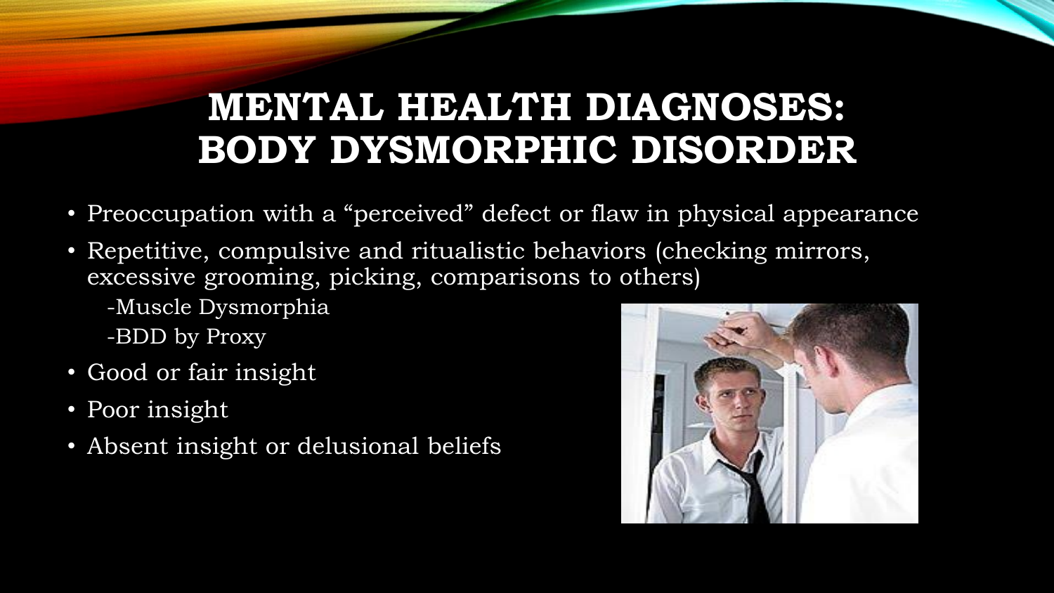# MENTAL HEALTH DIAGNOSES: BODY DYSMORPHIC DISORDER

- Preoccupation with a “perceived” defect or flaw in physical appearance
- Repetitive, compulsive and ritualistic behaviors (checking mirrors, excessive grooming, picking, comparisons to others)
  - -Muscle Dysmorphia
  - -BDD by Proxy
- Good or fair insight
- Poor insight
- Absent insight or delusional beliefs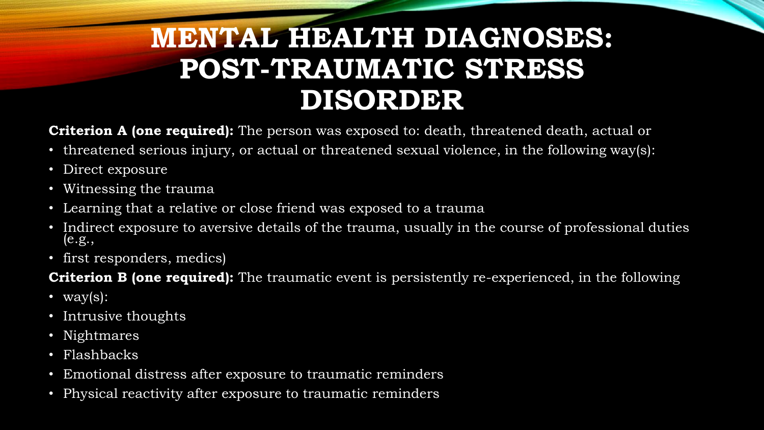# MENTAL HEALTH DIAGNOSES: POST-TRAUMATIC STRESS DISORDER

**Criterion A (one required):** The person was exposed to: death, threatened death, actual or

- threatened serious injury, or actual or threatened sexual violence, in the following way(s):
- Direct exposure
- Witnessing the trauma
- Learning that a relative or close friend was exposed to a trauma
- Indirect exposure to aversive details of the trauma, usually in the course of professional duties (e.g.,
- first responders, medics)

**Criterion B (one required):** The traumatic event is persistently re-experienced, in the following

- way(s):
- Intrusive thoughts
- Nightmares
- Flashbacks
- Emotional distress after exposure to traumatic reminders
- Physical reactivity after exposure to traumatic reminders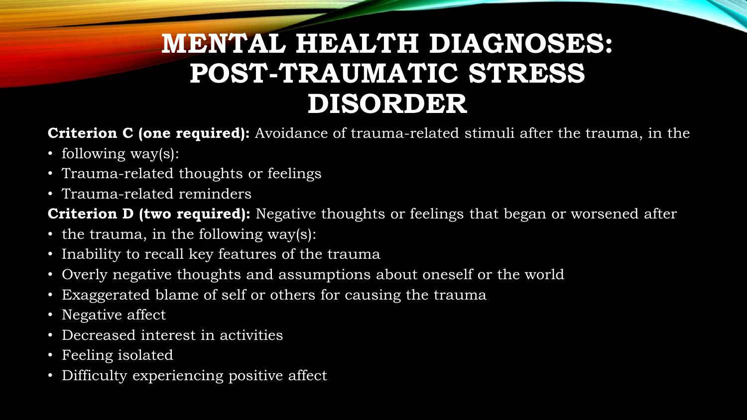# MENTAL HEALTH DIAGNOSES: POST-TRAUMATIC STRESS DISORDER

**Criterion C (one required):** Avoidance of trauma-related stimuli after the trauma, in the

- following way(s):
- Trauma-related thoughts or feelings
- Trauma-related reminders

**Criterion D (two required):** Negative thoughts or feelings that began or worsened after

- the trauma, in the following way(s):
- Inability to recall key features of the trauma
- Overly negative thoughts and assumptions about oneself or the world
- Exaggerated blame of self or others for causing the trauma
- Negative affect
- Decreased interest in activities
- Feeling isolated
- Difficulty experiencing positive affect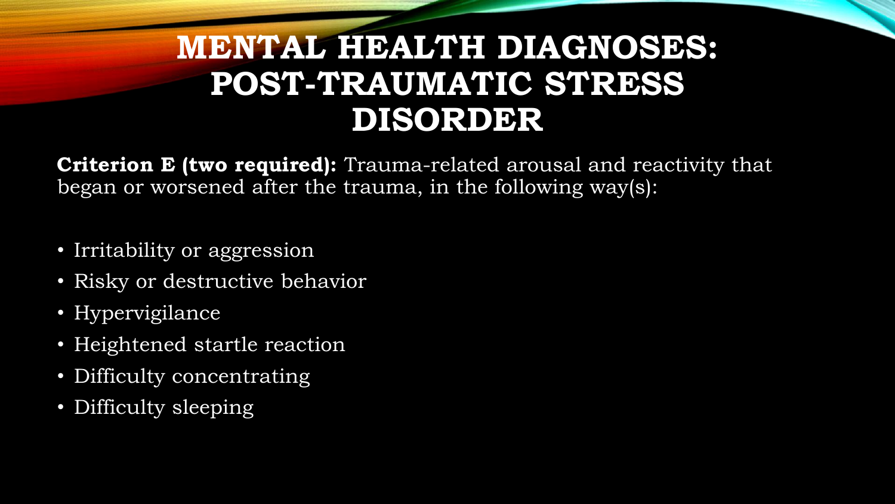# MENTAL HEALTH DIAGNOSES: POST-TRAUMATIC STRESS DISORDER

**Criterion E (two required):** Trauma-related arousal and reactivity that began or worsened after the trauma, in the following way(s):

- Irritability or aggression
- Risky or destructive behavior
- Hypervigilance
- Heightened startle reaction
- Difficulty concentrating
- Difficulty sleeping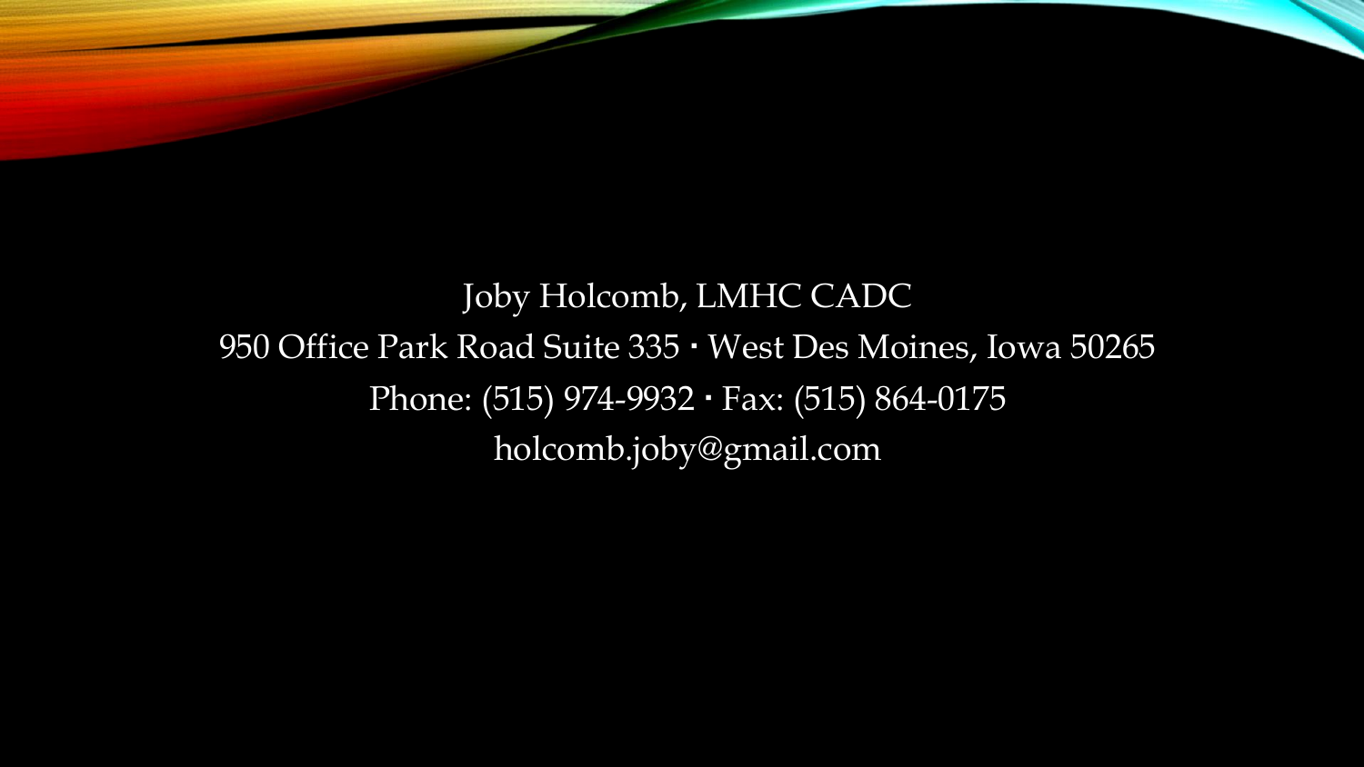Joby Holcomb, LMHC CADC

950 Office Park Road Suite 335 · West Des Moines, Iowa 50265

Phone: (515) 974-9932 · Fax: (515) 864-0175

holcomb.joby@gmail.com